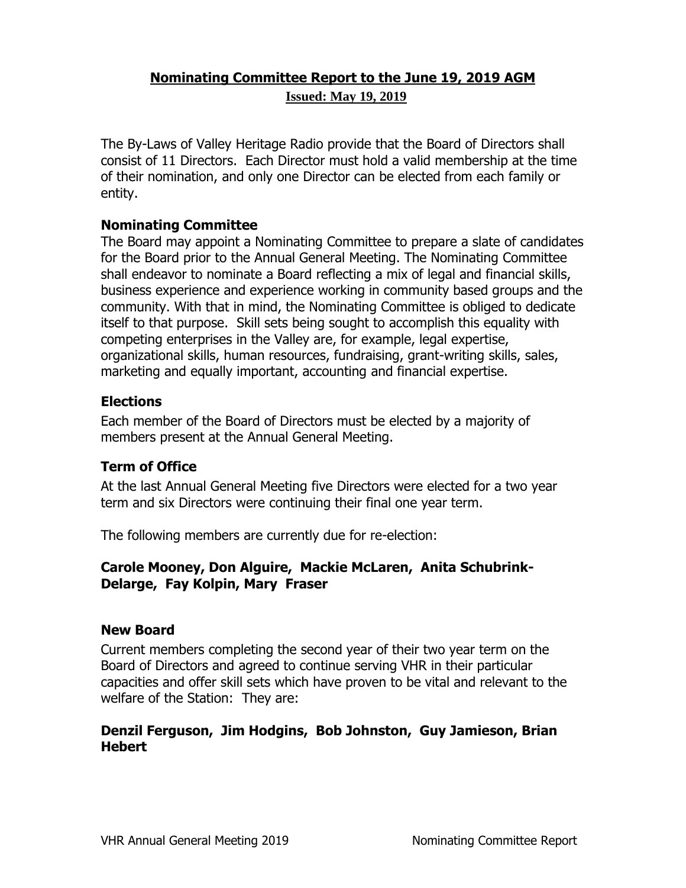# Nominating Committee Report to the June 19, 2019 AGM

**Issued: May 19, 2019**

The By-Laws of Valley Heritage Radio provide that the Board of Directors shall consist of 11 Directors. Each Director must hold a valid membership at the time of their nomination, and only one Director can be elected from each family or entity.

## Nominating Committee

The Board may appoint a Nominating Committee to prepare a slate of candidates for the Board prior to the Annual General Meeting. The Nominating Committee shall endeavor to nominate a Board reflecting a mix of legal and financial skills, business experience and experience working in community based groups and the community. With that in mind, the Nominating Committee is obliged to dedicate itself to that purpose. Skill sets being sought to accomplish this equality with competing enterprises in the Valley are, for example, legal expertise, organizational skills, human resources, fundraising, grant-writing skills, sales, marketing and equally important, accounting and financial expertise.

## Elections

Each member of the Board of Directors must be elected by a majority of members present at the Annual General Meeting.

## Term of Office

At the last Annual General Meeting five Directors were elected for a two year term and six Directors were continuing their final one year term.

The following members are currently due for re-election:

**Carole Mooney, Don Alguire, Mackie McLaren, Anita Schubrink-Delarge, Fay Kolpin, Mary Fraser**

## New Board

Current members completing the second year of their two year term on the Board of Directors and agreed to continue serving VHR in their particular capacities and offer skill sets which have proven to be vital and relevant to the welfare of the Station: They are:

**Denzil Ferguson, Jim Hodgins, Bob Johnston, Guy Jamieson, Brian Hebert**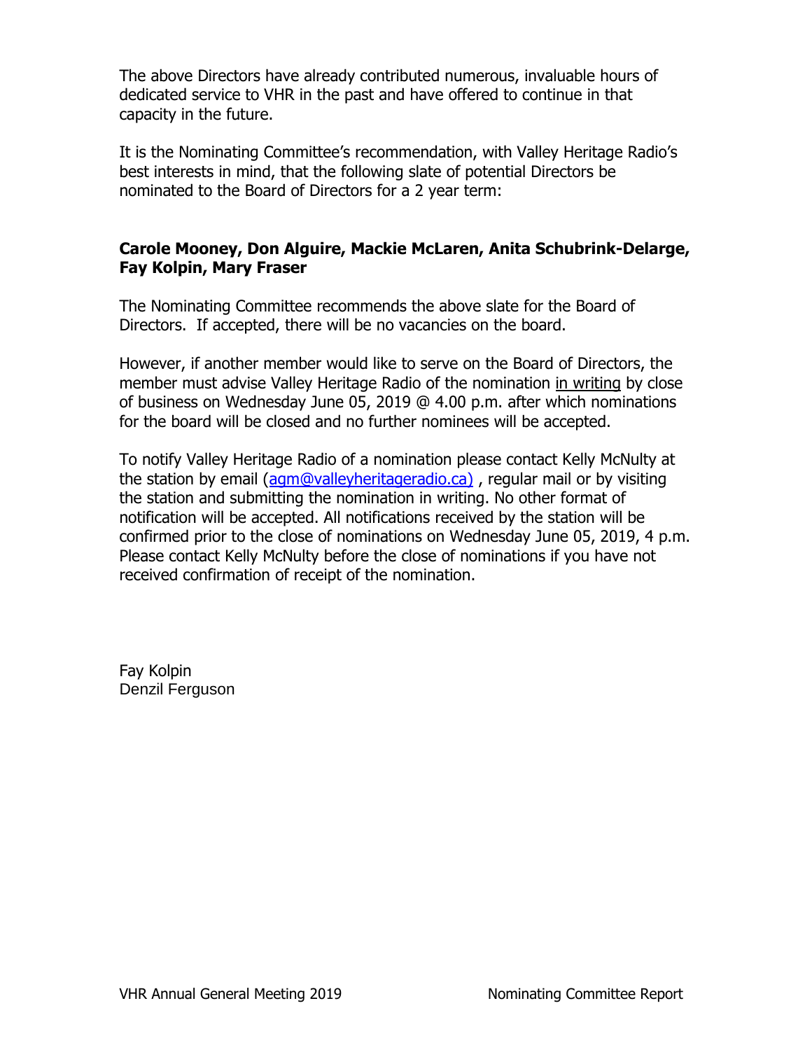The above Directors have already contributed numerous, invaluable hours of dedicated service to VHR in the past and have offered to continue in that capacity in the future.

It is the Nominating Committee's recommendation, with Valley Heritage Radio's best interests in mind, that the following slate of potential Directors be nominated to the Board of Directors for a 2 year term:

**Carole Mooney, Don Alguire, Mackie McLaren, Anita Schubrink-Delarge, Fay Kolpin, Mary Fraser**

The Nominating Committee recommends the above slate for the Board of Directors. If accepted, there will be no vacancies on the board.

However, if another member would like to serve on the Board of Directors, the member must advise Valley Heritage Radio of the nomination in writing by close of business on Wednesday June 05, 2019 @ 4.00 p.m. after which nominations for the board will be closed and no further nominees will be accepted.

To notify Valley Heritage Radio of a nomination please contact Kelly McNulty at the station by email (agm@valleyheritageradio.ca) , regular mail or by visiting the station and submitting the nomination in writing. No other format of notification will be accepted. All notifications received by the station will be confirmed prior to the close of nominations on Wednesday June 05, 2019, 4 p.m. Please contact Kelly McNulty before the close of nominations if you have not received confirmation of receipt of the nomination.

Fay Kolpin
Denzil Ferguson